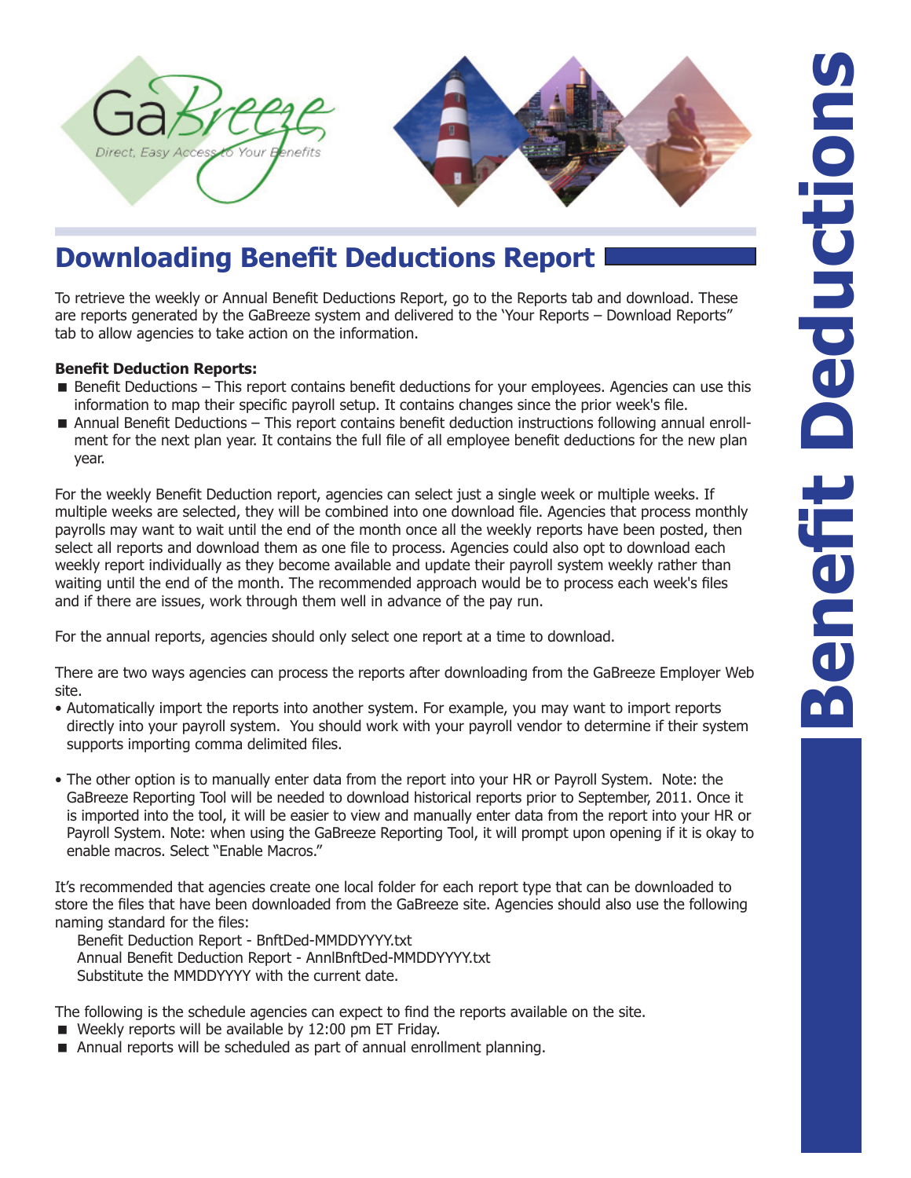GaBreeze
Direct, Easy Access to Your Benefits

# Benefit Deductions

## Downloading Benefit Deductions Report

To retrieve the weekly or Annual Benefit Deductions Report, go to the Reports tab and download. These are reports generated by the GaBreeze system and delivered to the 'Your Reports – Download Reports" tab to allow agencies to take action on the information.

**Benefit Deduction Reports:**

- Benefit Deductions – This report contains benefit deductions for your employees. Agencies can use this information to map their specific payroll setup. It contains changes since the prior week's file.
- Annual Benefit Deductions – This report contains benefit deduction instructions following annual enrollment for the next plan year. It contains the full file of all employee benefit deductions for the new plan year.

For the weekly Benefit Deduction report, agencies can select just a single week or multiple weeks. If multiple weeks are selected, they will be combined into one download file. Agencies that process monthly payrolls may want to wait until the end of the month once all the weekly reports have been posted, then select all reports and download them as one file to process. Agencies could also opt to download each weekly report individually as they become available and update their payroll system weekly rather than waiting until the end of the month. The recommended approach would be to process each week's files and if there are issues, work through them well in advance of the pay run.

For the annual reports, agencies should only select one report at a time to download.

There are two ways agencies can process the reports after downloading from the GaBreeze Employer Web site.

- Automatically import the reports into another system. For example, you may want to import reports directly into your payroll system. You should work with your payroll vendor to determine if their system supports importing comma delimited files.
- The other option is to manually enter data from the report into your HR or Payroll System. Note: the GaBreeze Reporting Tool will be needed to download historical reports prior to September, 2011. Once it is imported into the tool, it will be easier to view and manually enter data from the report into your HR or Payroll System. Note: when using the GaBreeze Reporting Tool, it will prompt upon opening if it is okay to enable macros. Select "Enable Macros."

It's recommended that agencies create one local folder for each report type that can be downloaded to store the files that have been downloaded from the GaBreeze site. Agencies should also use the following naming standard for the files:

Benefit Deduction Report - BnftDed-MMDDYYYY.txt
Annual Benefit Deduction Report - AnnlBnftDed-MMDDYYYY.txt
Substitute the MMDDYYYY with the current date.

The following is the schedule agencies can expect to find the reports available on the site.

- Weekly reports will be available by 12:00 pm ET Friday.
- Annual reports will be scheduled as part of annual enrollment planning.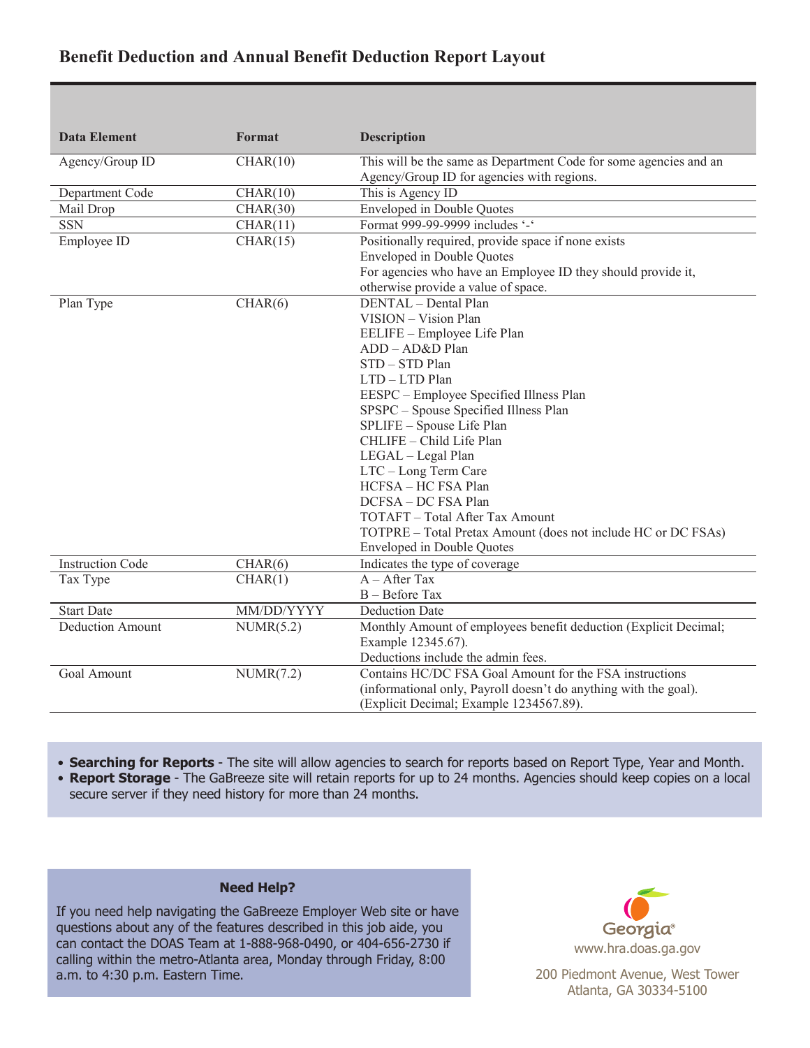## Benefit Deduction and Annual Benefit Deduction Report Layout

| Data Element | Format | Description |
|---|---|---|
| Agency/Group ID | CHAR(10) | This will be the same as Department Code for some agencies and an Agency/Group ID for agencies with regions. |
| Department Code | CHAR(10) | This is Agency ID |
| Mail Drop | CHAR(30) | Enveloped in Double Quotes |
| SSN | CHAR(11) | Format 999-99-9999 includes '-' |
| Employee ID | CHAR(15) | Positionally required, provide space if none exists<br>Enveloped in Double Quotes<br>For agencies who have an Employee ID they should provide it, otherwise provide a value of space. |
| Plan Type | CHAR(6) | DENTAL – Dental Plan<br>VISION – Vision Plan<br>EELIFE – Employee Life Plan<br>ADD – AD&D Plan<br>STD – STD Plan<br>LTD – LTD Plan<br>EESPC – Employee Specified Illness Plan<br>SPSPC – Spouse Specified Illness Plan<br>SPLIFE – Spouse Life Plan<br>CHLIFE – Child Life Plan<br>LEGAL – Legal Plan<br>LTC – Long Term Care<br>HCFSA – HC FSA Plan<br>DCFSA – DC FSA Plan<br>TOTAFT – Total After Tax Amount<br>TOTPRE – Total Pretax Amount (does not include HC or DC FSAs)<br>Enveloped in Double Quotes |
| Instruction Code | CHAR(6) | Indicates the type of coverage |
| Tax Type | CHAR(1) | A – After Tax<br>B – Before Tax |
| Start Date | MM/DD/YYYY | Deduction Date |
| Deduction Amount | NUMR(5.2) | Monthly Amount of employees benefit deduction (Explicit Decimal; Example 12345.67).<br>Deductions include the admin fees. |
| Goal Amount | NUMR(7.2) | Contains HC/DC FSA Goal Amount for the FSA instructions (informational only, Payroll doesn't do anything with the goal). (Explicit Decimal; Example 1234567.89). |

- **Searching for Reports** - The site will allow agencies to search for reports based on Report Type, Year and Month.
- **Report Storage** - The GaBreeze site will retain reports for up to 24 months. Agencies should keep copies on a local secure server if they need history for more than 24 months.

**Need Help?**

If you need help navigating the GaBreeze Employer Web site or have questions about any of the features described in this job aide, you can contact the DOAS Team at 1-888-968-0490, or 404-656-2730 if calling within the metro-Atlanta area, Monday through Friday, 8:00 a.m. to 4:30 p.m. Eastern Time.

Georgia®
www.hra.doas.ga.gov

200 Piedmont Avenue, West Tower
Atlanta, GA 30334-5100